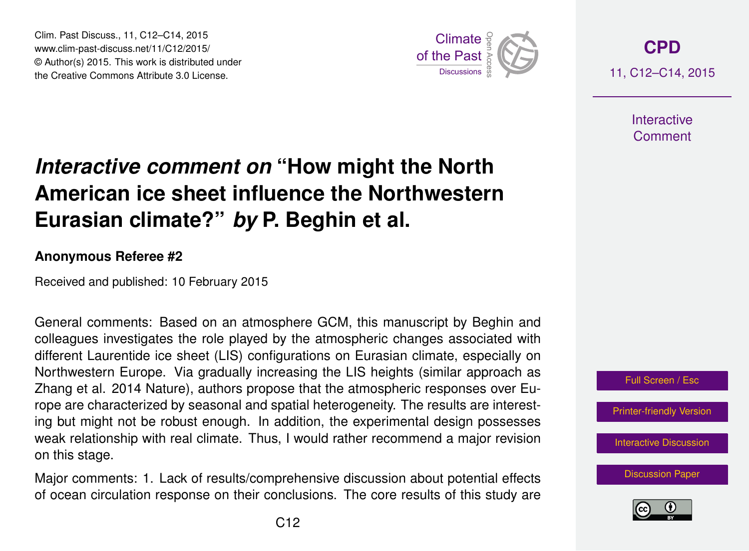# *Interactive comment on* "How might the North American ice sheet influence the Northwestern Eurasian climate?" *by* P. Beghin et al.

**Anonymous Referee #2**

Received and published: 10 February 2015

General comments: Based on an atmosphere GCM, this manuscript by Beghin and colleagues investigates the role played by the atmospheric changes associated with different Laurentide ice sheet (LIS) configurations on Eurasian climate, especially on Northwestern Europe. Via gradually increasing the LIS heights (similar approach as Zhang et al. 2014 Nature), authors propose that the atmospheric responses over Europe are characterized by seasonal and spatial heterogeneity. The results are interesting but might not be robust enough. In addition, the experimental design possesses weak relationship with real climate. Thus, I would rather recommend a major revision on this stage.

Major comments: 1. Lack of results/comprehensive discussion about potential effects of ocean circulation response on their conclusions. The core results of this study are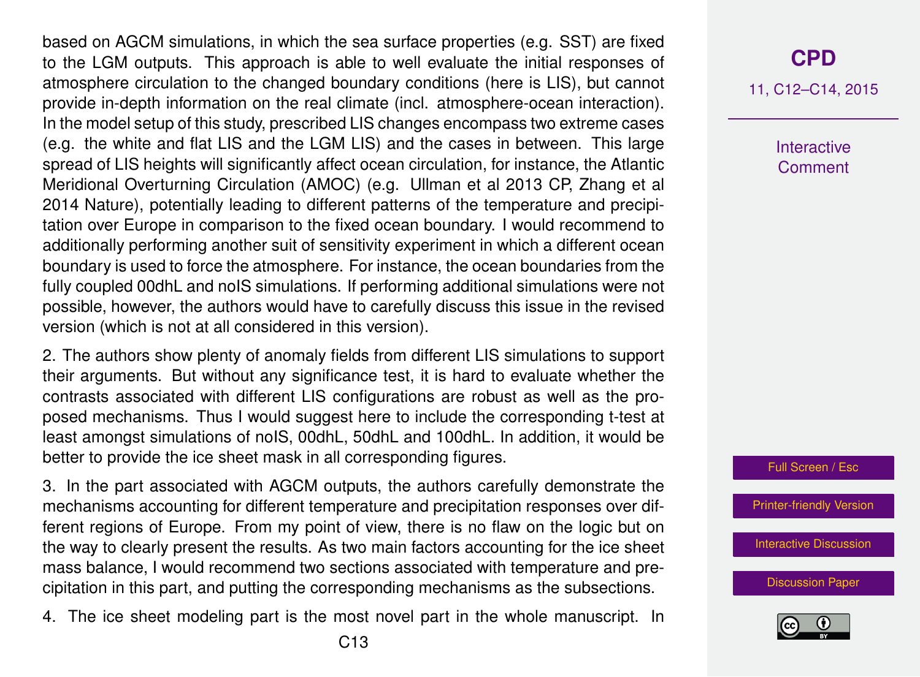based on AGCM simulations, in which the sea surface properties (e.g. SST) are fixed to the LGM outputs. This approach is able to well evaluate the initial responses of atmosphere circulation to the changed boundary conditions (here is LIS), but cannot provide in-depth information on the real climate (incl. atmosphere-ocean interaction). In the model setup of this study, prescribed LIS changes encompass two extreme cases (e.g. the white and flat LIS and the LGM LIS) and the cases in between. This large spread of LIS heights will significantly affect ocean circulation, for instance, the Atlantic Meridional Overturning Circulation (AMOC) (e.g. Ullman et al 2013 CP, Zhang et al 2014 Nature), potentially leading to different patterns of the temperature and precipitation over Europe in comparison to the fixed ocean boundary. I would recommend to additionally performing another suit of sensitivity experiment in which a different ocean boundary is used to force the atmosphere. For instance, the ocean boundaries from the fully coupled 00dhL and noIS simulations. If performing additional simulations were not possible, however, the authors would have to carefully discuss this issue in the revised version (which is not at all considered in this version).

2. The authors show plenty of anomaly fields from different LIS simulations to support their arguments. But without any significance test, it is hard to evaluate whether the contrasts associated with different LIS configurations are robust as well as the proposed mechanisms. Thus I would suggest here to include the corresponding t-test at least amongst simulations of noIS, 00dhL, 50dhL and 100dhL. In addition, it would be better to provide the ice sheet mask in all corresponding figures.

3. In the part associated with AGCM outputs, the authors carefully demonstrate the mechanisms accounting for different temperature and precipitation responses over different regions of Europe. From my point of view, there is no flaw on the logic but on the way to clearly present the results. As two main factors accounting for the ice sheet mass balance, I would recommend two sections associated with temperature and precipitation in this part, and putting the corresponding mechanisms as the subsections.

4. The ice sheet modeling part is the most novel part in the whole manuscript. In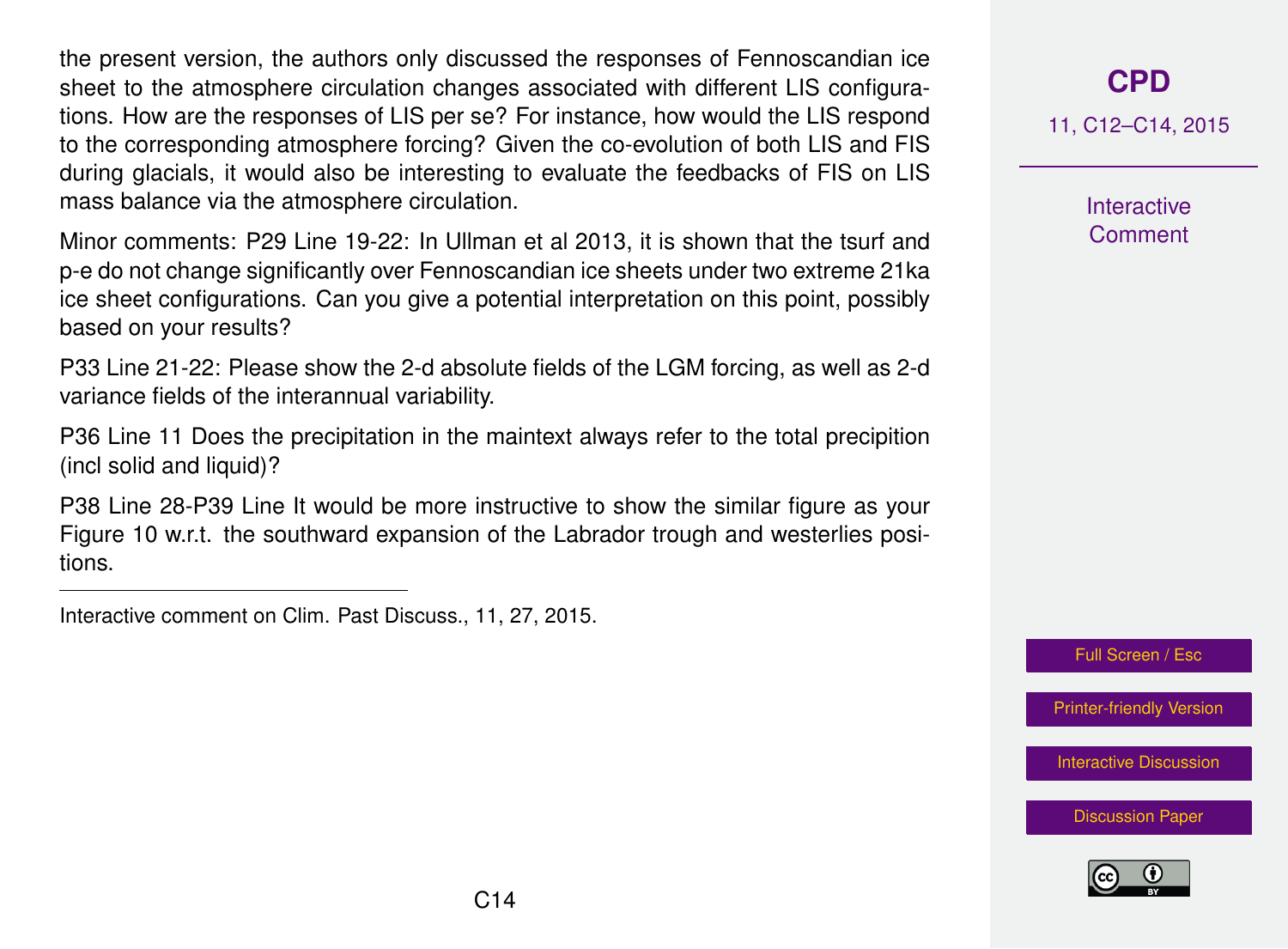the present version, the authors only discussed the responses of Fennoscandian ice sheet to the atmosphere circulation changes associated with different LIS configurations. How are the responses of LIS per se? For instance, how would the LIS respond to the corresponding atmosphere forcing? Given the co-evolution of both LIS and FIS during glacials, it would also be interesting to evaluate the feedbacks of FIS on LIS mass balance via the atmosphere circulation.

Minor comments: P29 Line 19-22: In Ullman et al 2013, it is shown that the tsurf and p-e do not change significantly over Fennoscandian ice sheets under two extreme 21ka ice sheet configurations. Can you give a potential interpretation on this point, possibly based on your results?

P33 Line 21-22: Please show the 2-d absolute fields of the LGM forcing, as well as 2-d variance fields of the interannual variability.

P36 Line 11 Does the precipitation in the maintext always refer to the total precipition (incl solid and liquid)?

P38 Line 28-P39 Line It would be more instructive to show the similar figure as your Figure 10 w.r.t. the southward expansion of the Labrador trough and westerlies positions.

---

Interactive comment on Clim. Past Discuss., 11, 27, 2015.